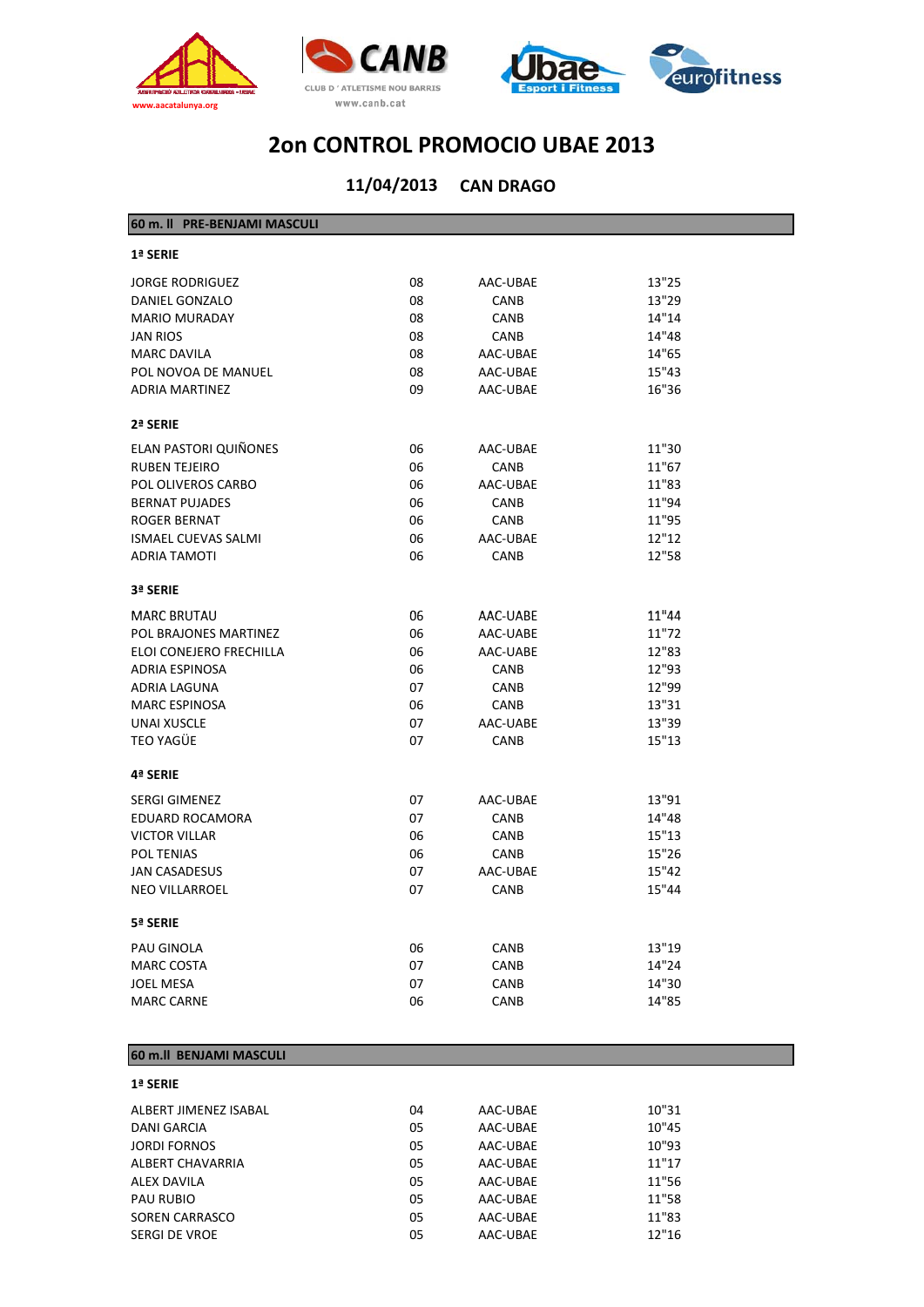# 2on CONTROL PROMOCIO UBAE 2013

## 11/04/2013 CAN DRAGO

### 60 m. ll PRE-BENJAMI MASCULI

**1ª SERIE**

| | | | |
|---|---|---|---|
| JORGE RODRIGUEZ | 08 | AAC-UBAE | 13"25 |
| DANIEL GONZALO | 08 | CANB | 13"29 |
| MARIO MURADAY | 08 | CANB | 14"14 |
| JAN RIOS | 08 | CANB | 14"48 |
| MARC DAVILA | 08 | AAC-UBAE | 14"65 |
| POL NOVOA DE MANUEL | 08 | AAC-UBAE | 15"43 |
| ADRIA MARTINEZ | 09 | AAC-UBAE | 16"36 |

**2ª SERIE**

| | | | |
|---|---|---|---|
| ELAN PASTORI QUIÑONES | 06 | AAC-UBAE | 11"30 |
| RUBEN TEJEIRO | 06 | CANB | 11"67 |
| POL OLIVEROS CARBO | 06 | AAC-UBAE | 11"83 |
| BERNAT PUJADES | 06 | CANB | 11"94 |
| ROGER BERNAT | 06 | CANB | 11"95 |
| ISMAEL CUEVAS SALMI | 06 | AAC-UBAE | 12"12 |
| ADRIA TAMOTI | 06 | CANB | 12"58 |

**3ª SERIE**

| | | | |
|---|---|---|---|
| MARC BRUTAU | 06 | AAC-UABE | 11"44 |
| POL BRAJONES MARTINEZ | 06 | AAC-UABE | 11"72 |
| ELOI CONEJERO FRECHILLA | 06 | AAC-UABE | 12"83 |
| ADRIA ESPINOSA | 06 | CANB | 12"93 |
| ADRIA LAGUNA | 07 | CANB | 12"99 |
| MARC ESPINOSA | 06 | CANB | 13"31 |
| UNAI XUSCLE | 07 | AAC-UABE | 13"39 |
| TEO YAGÜE | 07 | CANB | 15"13 |

**4ª SERIE**

| | | | |
|---|---|---|---|
| SERGI GIMENEZ | 07 | AAC-UBAE | 13"91 |
| EDUARD ROCAMORA | 07 | CANB | 14"48 |
| VICTOR VILLAR | 06 | CANB | 15"13 |
| POL TENIAS | 06 | CANB | 15"26 |
| JAN CASADESUS | 07 | AAC-UBAE | 15"42 |
| NEO VILLARROEL | 07 | CANB | 15"44 |

**5ª SERIE**

| | | | |
|---|---|---|---|
| PAU GINOLA | 06 | CANB | 13"19 |
| MARC COSTA | 07 | CANB | 14"24 |
| JOEL MESA | 07 | CANB | 14"30 |
| MARC CARNE | 06 | CANB | 14"85 |

### 60 m.ll BENJAMI MASCULI

**1ª SERIE**

| | | | |
|---|---|---|---|
| ALBERT JIMENEZ ISABAL | 04 | AAC-UBAE | 10"31 |
| DANI GARCIA | 05 | AAC-UBAE | 10"45 |
| JORDI FORNOS | 05 | AAC-UBAE | 10"93 |
| ALBERT CHAVARRIA | 05 | AAC-UBAE | 11"17 |
| ALEX DAVILA | 05 | AAC-UBAE | 11"56 |
| PAU RUBIO | 05 | AAC-UBAE | 11"58 |
| SOREN CARRASCO | 05 | AAC-UBAE | 11"83 |
| SERGI DE VROE | 05 | AAC-UBAE | 12"16 |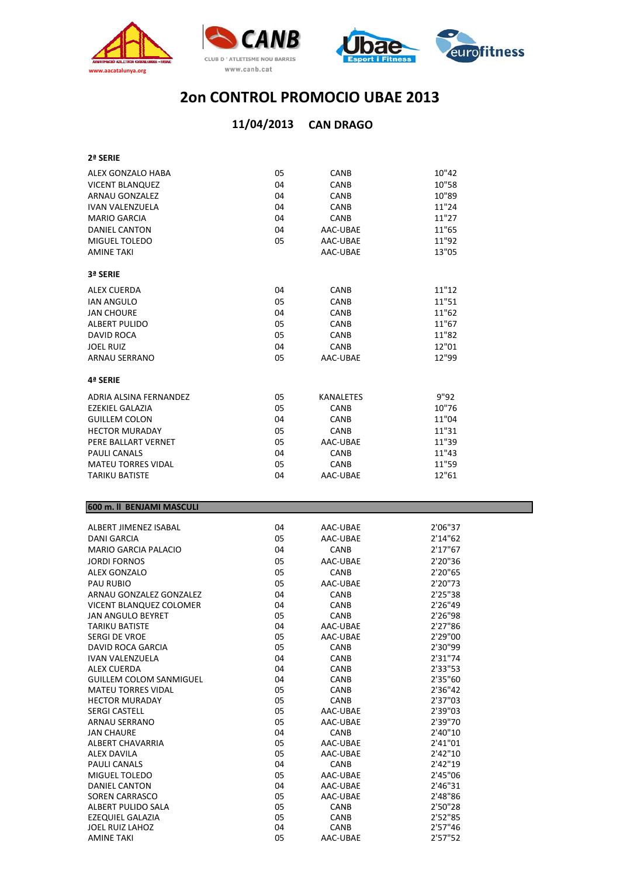# 2on CONTROL PROMOCIO UBAE 2013

## 11/04/2013 CAN DRAGO

**2ª SERIE**

| | | | |
|---|---|---|---|
| ALEX GONZALO HABA | 05 | CANB | 10"42 |
| VICENT BLANQUEZ | 04 | CANB | 10"58 |
| ARNAU GONZALEZ | 04 | CANB | 10"89 |
| IVAN VALENZUELA | 04 | CANB | 11"24 |
| MARIO GARCIA | 04 | CANB | 11"27 |
| DANIEL CANTON | 04 | AAC-UBAE | 11"65 |
| MIGUEL TOLEDO | 05 | AAC-UBAE | 11"92 |
| AMINE TAKI | | AAC-UBAE | 13"05 |

**3ª SERIE**

| | | | |
|---|---|---|---|
| ALEX CUERDA | 04 | CANB | 11"12 |
| IAN ANGULO | 05 | CANB | 11"51 |
| JAN CHOURE | 04 | CANB | 11"62 |
| ALBERT PULIDO | 05 | CANB | 11"67 |
| DAVID ROCA | 05 | CANB | 11"82 |
| JOEL RUIZ | 04 | CANB | 12"01 |
| ARNAU SERRANO | 05 | AAC-UBAE | 12"99 |

**4ª SERIE**

| | | | |
|---|---|---|---|
| ADRIA ALSINA FERNANDEZ | 05 | KANALETES | 9"92 |
| EZEKIEL GALAZIA | 05 | CANB | 10"76 |
| GUILLEM COLON | 04 | CANB | 11"04 |
| HECTOR MURADAY | 05 | CANB | 11"31 |
| PERE BALLART VERNET | 05 | AAC-UBAE | 11"39 |
| PAULI CANALS | 04 | CANB | 11"43 |
| MATEU TORRES VIDAL | 05 | CANB | 11"59 |
| TARIKU BATISTE | 04 | AAC-UBAE | 12"61 |

**600 m. ll BENJAMI MASCULI**

| | | | |
|---|---|---|---|
| ALBERT JIMENEZ ISABAL | 04 | AAC-UBAE | 2'06"37 |
| DANI GARCIA | 05 | AAC-UBAE | 2'14"62 |
| MARIO GARCIA PALACIO | 04 | CANB | 2'17"67 |
| JORDI FORNOS | 05 | AAC-UBAE | 2'20"36 |
| ALEX GONZALO | 05 | CANB | 2'20"65 |
| PAU RUBIO | 05 | AAC-UBAE | 2'20"73 |
| ARNAU GONZALEZ GONZALEZ | 04 | CANB | 2'25"38 |
| VICENT BLANQUEZ COLOMER | 04 | CANB | 2'26"49 |
| JAN ANGULO BEYRET | 05 | CANB | 2'26"98 |
| TARIKU BATISTE | 04 | AAC-UBAE | 2'27"86 |
| SERGI DE VROE | 05 | AAC-UBAE | 2'29"00 |
| DAVID ROCA GARCIA | 05 | CANB | 2'30"99 |
| IVAN VALENZUELA | 04 | CANB | 2'31"74 |
| ALEX CUERDA | 04 | CANB | 2'33"53 |
| GUILLEM COLOM SANMIGUEL | 04 | CANB | 2'35"60 |
| MATEU TORRES VIDAL | 05 | CANB | 2'36"42 |
| HECTOR MURADAY | 05 | CANB | 2'37"03 |
| SERGI CASTELL | 05 | AAC-UBAE | 2'39"03 |
| ARNAU SERRANO | 05 | AAC-UBAE | 2'39"70 |
| JAN CHAURE | 04 | CANB | 2'40"10 |
| ALBERT CHAVARRIA | 05 | AAC-UBAE | 2'41"01 |
| ALEX DAVILA | 05 | AAC-UBAE | 2'42"10 |
| PAULI CANALS | 04 | CANB | 2'42"19 |
| MIGUEL TOLEDO | 05 | AAC-UBAE | 2'45"06 |
| DANIEL CANTON | 04 | AAC-UBAE | 2'46"31 |
| SOREN CARRASCO | 05 | AAC-UBAE | 2'48"86 |
| ALBERT PULIDO SALA | 05 | CANB | 2'50"28 |
| EZEQUIEL GALAZIA | 05 | CANB | 2'52"85 |
| JOEL RUIZ LAHOZ | 04 | CANB | 2'57"46 |
| AMINE TAKI | 05 | AAC-UBAE | 2'57"52 |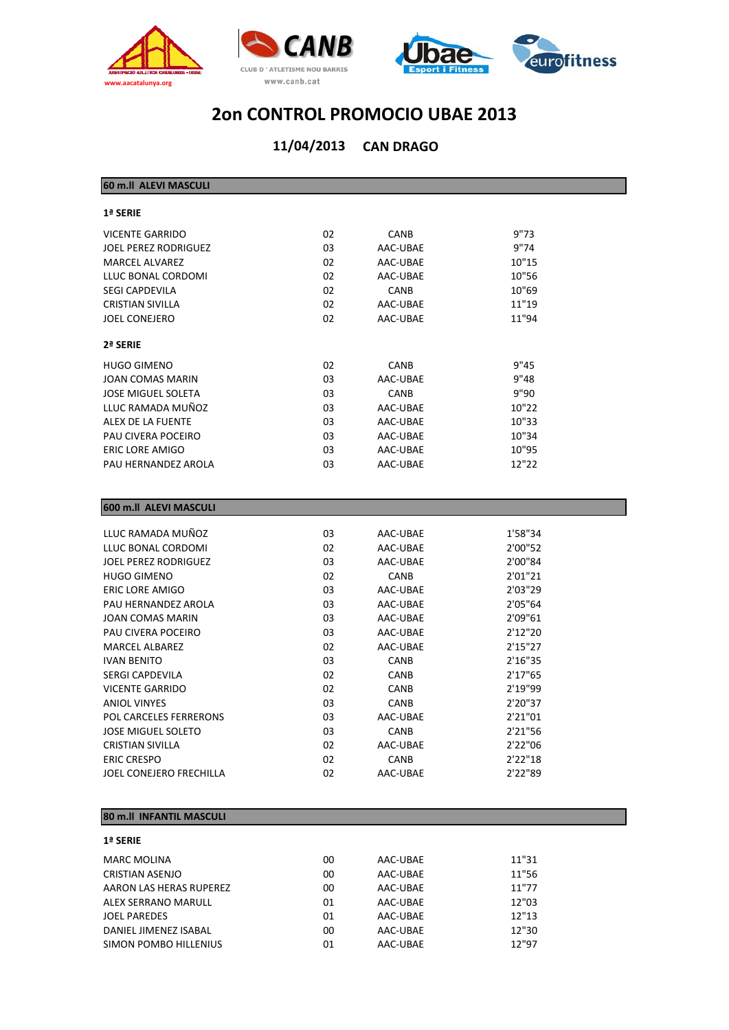# 2on CONTROL PROMOCIO UBAE 2013

## 11/04/2013 CAN DRAGO

### 60 m.ll ALEVI MASCULI

**1ª SERIE**

| | | | |
|---|---|---|---|
| VICENTE GARRIDO | 02 | CANB | 9"73 |
| JOEL PEREZ RODRIGUEZ | 03 | AAC-UBAE | 9"74 |
| MARCEL ALVAREZ | 02 | AAC-UBAE | 10"15 |
| LLUC BONAL CORDOMI | 02 | AAC-UBAE | 10"56 |
| SEGI CAPDEVILA | 02 | CANB | 10"69 |
| CRISTIAN SIVILLA | 02 | AAC-UBAE | 11"19 |
| JOEL CONEJERO | 02 | AAC-UBAE | 11"94 |

**2ª SERIE**

| | | | |
|---|---|---|---|
| HUGO GIMENO | 02 | CANB | 9"45 |
| JOAN COMAS MARIN | 03 | AAC-UBAE | 9"48 |
| JOSE MIGUEL SOLETA | 03 | CANB | 9"90 |
| LLUC RAMADA MUÑOZ | 03 | AAC-UBAE | 10"22 |
| ALEX DE LA FUENTE | 03 | AAC-UBAE | 10"33 |
| PAU CIVERA POCEIRO | 03 | AAC-UBAE | 10"34 |
| ERIC LORE AMIGO | 03 | AAC-UBAE | 10"95 |
| PAU HERNANDEZ AROLA | 03 | AAC-UBAE | 12"22 |

### 600 m.ll ALEVI MASCULI

| | | | |
|---|---|---|---|
| LLUC RAMADA MUÑOZ | 03 | AAC-UBAE | 1'58"34 |
| LLUC BONAL CORDOMI | 02 | AAC-UBAE | 2'00"52 |
| JOEL PEREZ RODRIGUEZ | 03 | AAC-UBAE | 2'00"84 |
| HUGO GIMENO | 02 | CANB | 2'01"21 |
| ERIC LORE AMIGO | 03 | AAC-UBAE | 2'03"29 |
| PAU HERNANDEZ AROLA | 03 | AAC-UBAE | 2'05"64 |
| JOAN COMAS MARIN | 03 | AAC-UBAE | 2'09"61 |
| PAU CIVERA POCEIRO | 03 | AAC-UBAE | 2'12"20 |
| MARCEL ALBAREZ | 02 | AAC-UBAE | 2'15"27 |
| IVAN BENITO | 03 | CANB | 2'16"35 |
| SERGI CAPDEVILA | 02 | CANB | 2'17"65 |
| VICENTE GARRIDO | 02 | CANB | 2'19"99 |
| ANIOL VINYES | 03 | CANB | 2'20"37 |
| POL CARCELES FERRERONS | 03 | AAC-UBAE | 2'21"01 |
| JOSE MIGUEL SOLETO | 03 | CANB | 2'21"56 |
| CRISTIAN SIVILLA | 02 | AAC-UBAE | 2'22"06 |
| ERIC CRESPO | 02 | CANB | 2'22"18 |
| JOEL CONEJERO FRECHILLA | 02 | AAC-UBAE | 2'22"89 |

### 80 m.ll INFANTIL MASCULI

**1ª SERIE**

| | | | |
|---|---|---|---|
| MARC MOLINA | 00 | AAC-UBAE | 11"31 |
| CRISTIAN ASENJO | 00 | AAC-UBAE | 11"56 |
| AARON LAS HERAS RUPEREZ | 00 | AAC-UBAE | 11"77 |
| ALEX SERRANO MARULL | 01 | AAC-UBAE | 12"03 |
| JOEL PAREDES | 01 | AAC-UBAE | 12"13 |
| DANIEL JIMENEZ ISABAL | 00 | AAC-UBAE | 12"30 |
| SIMON POMBO HILLENIUS | 01 | AAC-UBAE | 12"97 |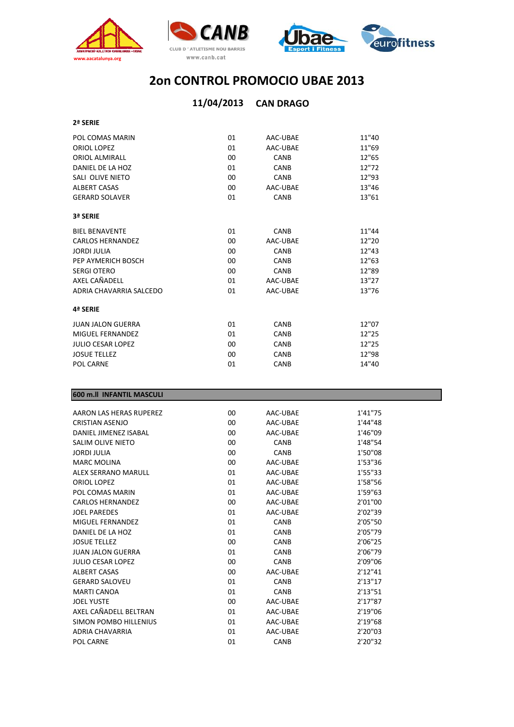# 2on CONTROL PROMOCIO UBAE 2013

## 11/04/2013 CAN DRAGO

**2ª SERIE**

| | | | |
|---|---|---|---|
| POL COMAS MARIN | 01 | AAC-UBAE | 11"40 |
| ORIOL LOPEZ | 01 | AAC-UBAE | 11"69 |
| ORIOL ALMIRALL | 00 | CANB | 12"65 |
| DANIEL DE LA HOZ | 01 | CANB | 12"72 |
| SALI OLIVE NIETO | 00 | CANB | 12"93 |
| ALBERT CASAS | 00 | AAC-UBAE | 13"46 |
| GERARD SOLAVER | 01 | CANB | 13"61 |

**3ª SERIE**

| | | | |
|---|---|---|---|
| BIEL BENAVENTE | 01 | CANB | 11"44 |
| CARLOS HERNANDEZ | 00 | AAC-UBAE | 12"20 |
| JORDI JULIA | 00 | CANB | 12"43 |
| PEP AYMERICH BOSCH | 00 | CANB | 12"63 |
| SERGI OTERO | 00 | CANB | 12"89 |
| AXEL CAÑADELL | 01 | AAC-UBAE | 13"27 |
| ADRIA CHAVARRIA SALCEDO | 01 | AAC-UBAE | 13"76 |

**4ª SERIE**

| | | | |
|---|---|---|---|
| JUAN JALON GUERRA | 01 | CANB | 12"07 |
| MIGUEL FERNANDEZ | 01 | CANB | 12"25 |
| JULIO CESAR LOPEZ | 00 | CANB | 12"25 |
| JOSUE TELLEZ | 00 | CANB | 12"98 |
| POL CARNE | 01 | CANB | 14"40 |

**600 m.ll INFANTIL MASCULI**

| | | | |
|---|---|---|---|
| AARON LAS HERAS RUPEREZ | 00 | AAC-UBAE | 1'41"75 |
| CRISTIAN ASENJO | 00 | AAC-UBAE | 1'44"48 |
| DANIEL JIMENEZ ISABAL | 00 | AAC-UBAE | 1'46"09 |
| SALIM OLIVE NIETO | 00 | CANB | 1'48"54 |
| JORDI JULIA | 00 | CANB | 1'50"08 |
| MARC MOLINA | 00 | AAC-UBAE | 1'53"36 |
| ALEX SERRANO MARULL | 01 | AAC-UBAE | 1'55"33 |
| ORIOL LOPEZ | 01 | AAC-UBAE | 1'58"56 |
| POL COMAS MARIN | 01 | AAC-UBAE | 1'59"63 |
| CARLOS HERNANDEZ | 00 | AAC-UBAE | 2'01"00 |
| JOEL PAREDES | 01 | AAC-UBAE | 2'02"39 |
| MIGUEL FERNANDEZ | 01 | CANB | 2'05"50 |
| DANIEL DE LA HOZ | 01 | CANB | 2'05"79 |
| JOSUE TELLEZ | 00 | CANB | 2'06"25 |
| JUAN JALON GUERRA | 01 | CANB | 2'06"79 |
| JULIO CESAR LOPEZ | 00 | CANB | 2'09"06 |
| ALBERT CASAS | 00 | AAC-UBAE | 2'12"41 |
| GERARD SALOVEU | 01 | CANB | 2'13"17 |
| MARTI CANOA | 01 | CANB | 2'13"51 |
| JOEL YUSTE | 00 | AAC-UBAE | 2'17"87 |
| AXEL CAÑADELL BELTRAN | 01 | AAC-UBAE | 2'19"06 |
| SIMON POMBO HILLENIUS | 01 | AAC-UBAE | 2'19"68 |
| ADRIA CHAVARRIA | 01 | AAC-UBAE | 2'20"03 |
| POL CARNE | 01 | CANB | 2'20"32 |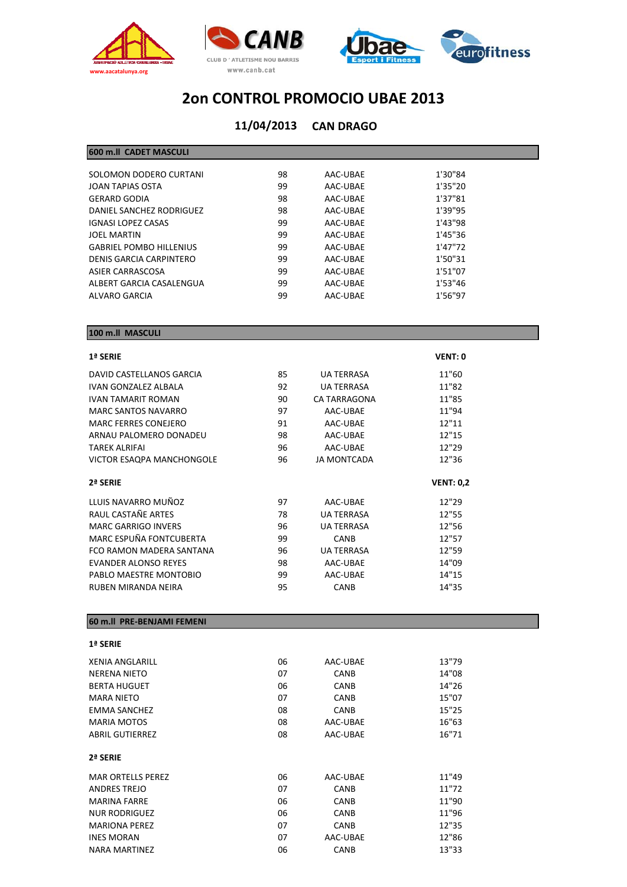# 2on CONTROL PROMOCIO UBAE 2013

**11/04/2013 CAN DRAGO**

## 600 m.ll CADET MASCULI

| | | | |
|---|---|---|---|
| SOLOMON DODERO CURTANI | 98 | AAC-UBAE | 1'30"84 |
| JOAN TAPIAS OSTA | 99 | AAC-UBAE | 1'35"20 |
| GERARD GODIA | 98 | AAC-UBAE | 1'37"81 |
| DANIEL SANCHEZ RODRIGUEZ | 98 | AAC-UBAE | 1'39"95 |
| IGNASI LOPEZ CASAS | 99 | AAC-UBAE | 1'43"98 |
| JOEL MARTIN | 99 | AAC-UBAE | 1'45"36 |
| GABRIEL POMBO HILLENIUS | 99 | AAC-UBAE | 1'47"72 |
| DENIS GARCIA CARPINTERO | 99 | AAC-UBAE | 1'50"31 |
| ASIER CARRASCOSA | 99 | AAC-UBAE | 1'51"07 |
| ALBERT GARCIA CASALENGUA | 99 | AAC-UBAE | 1'53"46 |
| ALVARO GARCIA | 99 | AAC-UBAE | 1'56"97 |

## 100 m.ll MASCULI

**1ª SERIE** — **VENT: 0**

| | | | |
|---|---|---|---|
| DAVID CASTELLANOS GARCIA | 85 | UA TERRASA | 11"60 |
| IVAN GONZALEZ ALBALA | 92 | UA TERRASA | 11"82 |
| IVAN TAMARIT ROMAN | 90 | CA TARRAGONA | 11"85 |
| MARC SANTOS NAVARRO | 97 | AAC-UBAE | 11"94 |
| MARC FERRES CONEJERO | 91 | AAC-UBAE | 12"11 |
| ARNAU PALOMERO DONADEU | 98 | AAC-UBAE | 12"15 |
| TAREK ALRIFAI | 96 | AAC-UBAE | 12"29 |
| VICTOR ESAQPA MANCHONGOLE | 96 | JA MONTCADA | 12"36 |

**2ª SERIE** — **VENT: 0,2**

| | | | |
|---|---|---|---|
| LLUIS NAVARRO MUÑOZ | 97 | AAC-UBAE | 12"29 |
| RAUL CASTAÑE ARTES | 78 | UA TERRASA | 12"55 |
| MARC GARRIGO INVERS | 96 | UA TERRASA | 12"56 |
| MARC ESPUÑA FONTCUBERTA | 99 | CANB | 12"57 |
| FCO RAMON MADERA SANTANA | 96 | UA TERRASA | 12"59 |
| EVANDER ALONSO REYES | 98 | AAC-UBAE | 14"09 |
| PABLO MAESTRE MONTOBIO | 99 | AAC-UBAE | 14"15 |
| RUBEN MIRANDA NEIRA | 95 | CANB | 14"35 |

## 60 m.ll PRE-BENJAMI FEMENI

**1ª SERIE**

| | | | |
|---|---|---|---|
| XENIA ANGLARILL | 06 | AAC-UBAE | 13"79 |
| NERENA NIETO | 07 | CANB | 14"08 |
| BERTA HUGUET | 06 | CANB | 14"26 |
| MARA NIETO | 07 | CANB | 15"07 |
| EMMA SANCHEZ | 08 | CANB | 15"25 |
| MARIA MOTOS | 08 | AAC-UBAE | 16"63 |
| ABRIL GUTIERREZ | 08 | AAC-UBAE | 16"71 |

**2ª SERIE**

| | | | |
|---|---|---|---|
| MAR ORTELLS PEREZ | 06 | AAC-UBAE | 11"49 |
| ANDRES TREJO | 07 | CANB | 11"72 |
| MARINA FARRE | 06 | CANB | 11"90 |
| NUR RODRIGUEZ | 06 | CANB | 11"96 |
| MARIONA PEREZ | 07 | CANB | 12"35 |
| INES MORAN | 07 | AAC-UBAE | 12"86 |
| NARA MARTINEZ | 06 | CANB | 13"33 |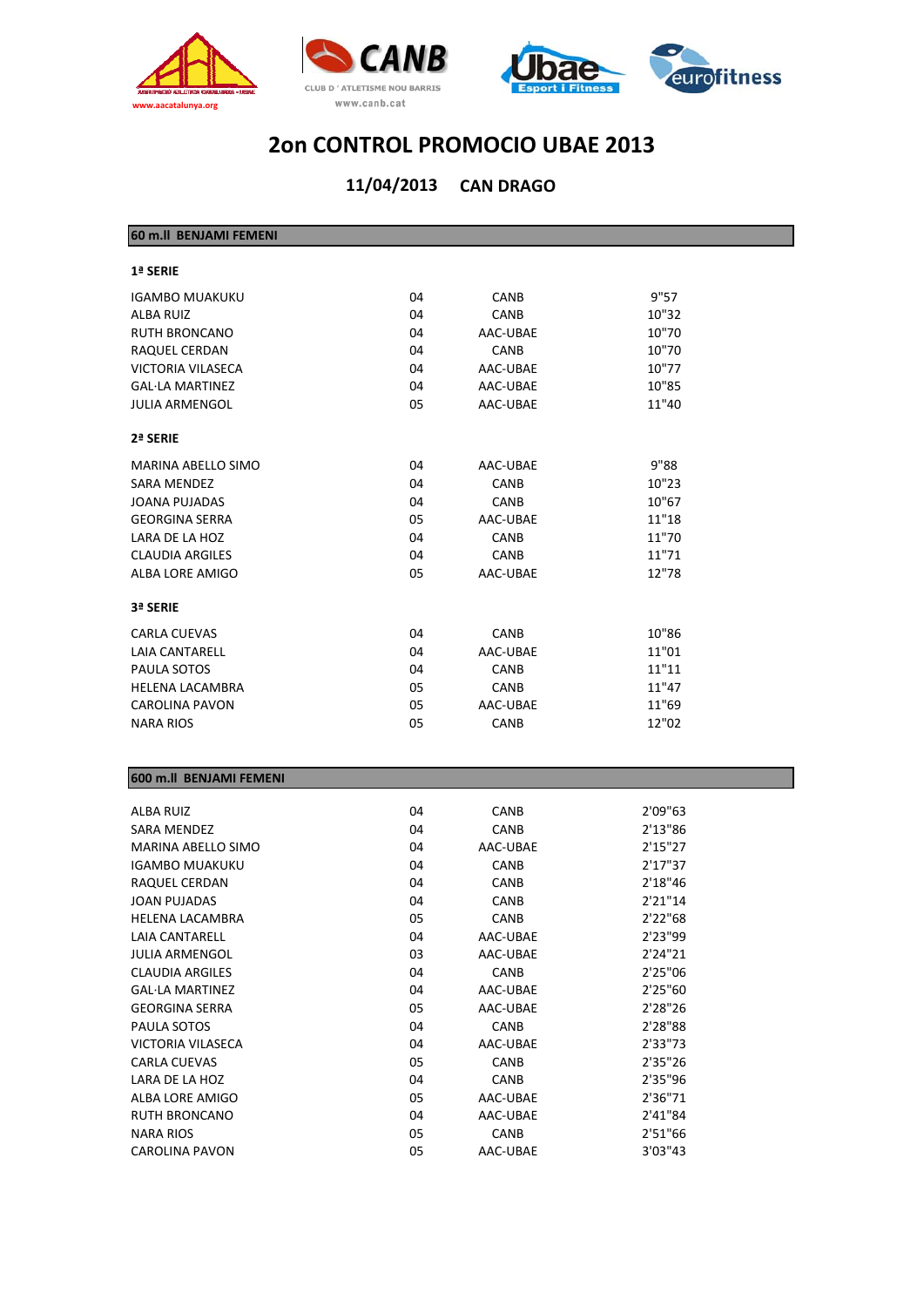# 2on CONTROL PROMOCIO UBAE 2013

## 11/04/2013 CAN DRAGO

### 60 m.ll BENJAMI FEMENI

**1ª SERIE**

| | | | |
|---|---|---|---|
| IGAMBO MUAKUKU | 04 | CANB | 9"57 |
| ALBA RUIZ | 04 | CANB | 10"32 |
| RUTH BRONCANO | 04 | AAC-UBAE | 10"70 |
| RAQUEL CERDAN | 04 | CANB | 10"70 |
| VICTORIA VILASECA | 04 | AAC-UBAE | 10"77 |
| GAL·LA MARTINEZ | 04 | AAC-UBAE | 10"85 |
| JULIA ARMENGOL | 05 | AAC-UBAE | 11"40 |

**2ª SERIE**

| | | | |
|---|---|---|---|
| MARINA ABELLO SIMO | 04 | AAC-UBAE | 9"88 |
| SARA MENDEZ | 04 | CANB | 10"23 |
| JOANA PUJADAS | 04 | CANB | 10"67 |
| GEORGINA SERRA | 05 | AAC-UBAE | 11"18 |
| LARA DE LA HOZ | 04 | CANB | 11"70 |
| CLAUDIA ARGILES | 04 | CANB | 11"71 |
| ALBA LORE AMIGO | 05 | AAC-UBAE | 12"78 |

**3ª SERIE**

| | | | |
|---|---|---|---|
| CARLA CUEVAS | 04 | CANB | 10"86 |
| LAIA CANTARELL | 04 | AAC-UBAE | 11"01 |
| PAULA SOTOS | 04 | CANB | 11"11 |
| HELENA LACAMBRA | 05 | CANB | 11"47 |
| CAROLINA PAVON | 05 | AAC-UBAE | 11"69 |
| NARA RIOS | 05 | CANB | 12"02 |

### 600 m.ll BENJAMI FEMENI

| | | | |
|---|---|---|---|
| ALBA RUIZ | 04 | CANB | 2'09"63 |
| SARA MENDEZ | 04 | CANB | 2'13"86 |
| MARINA ABELLO SIMO | 04 | AAC-UBAE | 2'15"27 |
| IGAMBO MUAKUKU | 04 | CANB | 2'17"37 |
| RAQUEL CERDAN | 04 | CANB | 2'18"46 |
| JOAN PUJADAS | 04 | CANB | 2'21"14 |
| HELENA LACAMBRA | 05 | CANB | 2'22"68 |
| LAIA CANTARELL | 04 | AAC-UBAE | 2'23"99 |
| JULIA ARMENGOL | 03 | AAC-UBAE | 2'24"21 |
| CLAUDIA ARGILES | 04 | CANB | 2'25"06 |
| GAL·LA MARTINEZ | 04 | AAC-UBAE | 2'25"60 |
| GEORGINA SERRA | 05 | AAC-UBAE | 2'28"26 |
| PAULA SOTOS | 04 | CANB | 2'28"88 |
| VICTORIA VILASECA | 04 | AAC-UBAE | 2'33"73 |
| CARLA CUEVAS | 05 | CANB | 2'35"26 |
| LARA DE LA HOZ | 04 | CANB | 2'35"96 |
| ALBA LORE AMIGO | 05 | AAC-UBAE | 2'36"71 |
| RUTH BRONCANO | 04 | AAC-UBAE | 2'41"84 |
| NARA RIOS | 05 | CANB | 2'51"66 |
| CAROLINA PAVON | 05 | AAC-UBAE | 3'03"43 |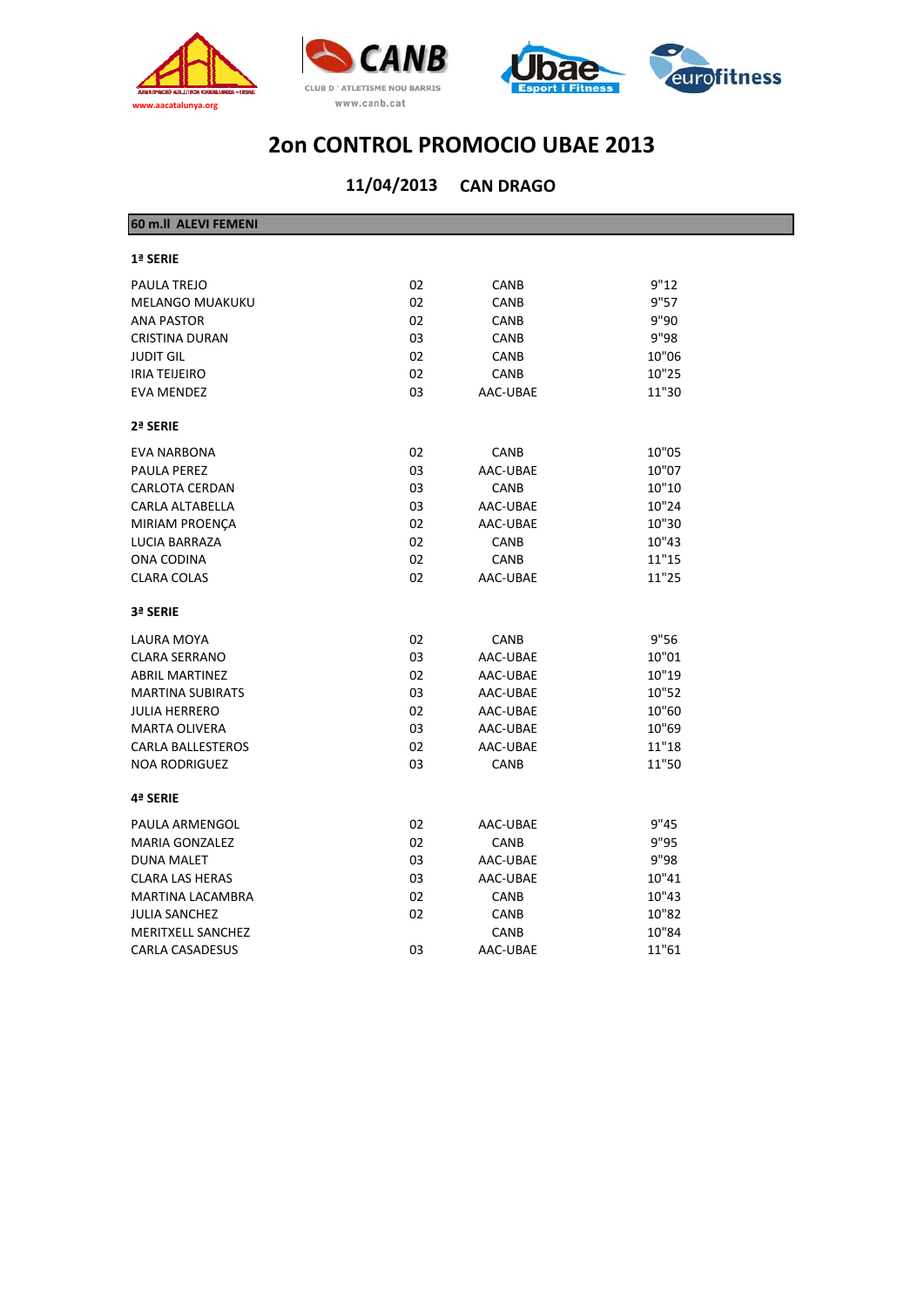# 2on CONTROL PROMOCIO UBAE 2013

**11/04/2013 CAN DRAGO**

**60 m.ll ALEVI FEMENI**

**1ª SERIE**

| | | | |
|---|---|---|---|
| PAULA TREJO | 02 | CANB | 9"12 |
| MELANGO MUAKUKU | 02 | CANB | 9"57 |
| ANA PASTOR | 02 | CANB | 9"90 |
| CRISTINA DURAN | 03 | CANB | 9"98 |
| JUDIT GIL | 02 | CANB | 10"06 |
| IRIA TEIJEIRO | 02 | CANB | 10"25 |
| EVA MENDEZ | 03 | AAC-UBAE | 11"30 |

**2ª SERIE**

| | | | |
|---|---|---|---|
| EVA NARBONA | 02 | CANB | 10"05 |
| PAULA PEREZ | 03 | AAC-UBAE | 10"07 |
| CARLOTA CERDAN | 03 | CANB | 10"10 |
| CARLA ALTABELLA | 03 | AAC-UBAE | 10"24 |
| MIRIAM PROENÇA | 02 | AAC-UBAE | 10"30 |
| LUCIA BARRAZA | 02 | CANB | 10"43 |
| ONA CODINA | 02 | CANB | 11"15 |
| CLARA COLAS | 02 | AAC-UBAE | 11"25 |

**3ª SERIE**

| | | | |
|---|---|---|---|
| LAURA MOYA | 02 | CANB | 9"56 |
| CLARA SERRANO | 03 | AAC-UBAE | 10"01 |
| ABRIL MARTINEZ | 02 | AAC-UBAE | 10"19 |
| MARTINA SUBIRATS | 03 | AAC-UBAE | 10"52 |
| JULIA HERRERO | 02 | AAC-UBAE | 10"60 |
| MARTA OLIVERA | 03 | AAC-UBAE | 10"69 |
| CARLA BALLESTEROS | 02 | AAC-UBAE | 11"18 |
| NOA RODRIGUEZ | 03 | CANB | 11"50 |

**4ª SERIE**

| | | | |
|---|---|---|---|
| PAULA ARMENGOL | 02 | AAC-UBAE | 9"45 |
| MARIA GONZALEZ | 02 | CANB | 9"95 |
| DUNA MALET | 03 | AAC-UBAE | 9"98 |
| CLARA LAS HERAS | 03 | AAC-UBAE | 10"41 |
| MARTINA LACAMBRA | 02 | CANB | 10"43 |
| JULIA SANCHEZ | 02 | CANB | 10"82 |
| MERITXELL SANCHEZ | | CANB | 10"84 |
| CARLA CASADESUS | 03 | AAC-UBAE | 11"61 |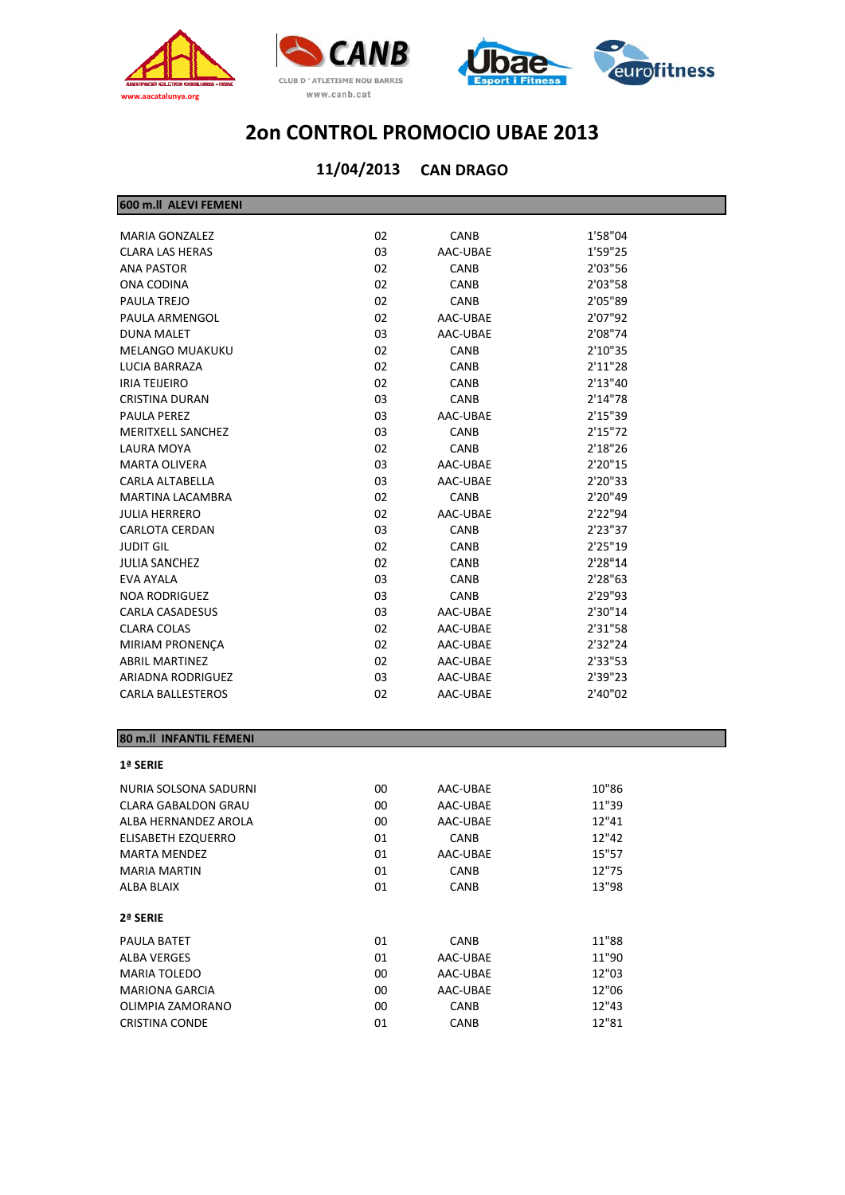# 2on CONTROL PROMOCIO UBAE 2013

**11/04/2013 CAN DRAGO**

## 600 m.ll ALEVI FEMENI

| | | | |
|---|---|---|---|
| MARIA GONZALEZ | 02 | CANB | 1'58"04 |
| CLARA LAS HERAS | 03 | AAC-UBAE | 1'59"25 |
| ANA PASTOR | 02 | CANB | 2'03"56 |
| ONA CODINA | 02 | CANB | 2'03"58 |
| PAULA TREJO | 02 | CANB | 2'05"89 |
| PAULA ARMENGOL | 02 | AAC-UBAE | 2'07"92 |
| DUNA MALET | 03 | AAC-UBAE | 2'08"74 |
| MELANGO MUAKUKU | 02 | CANB | 2'10"35 |
| LUCIA BARRAZA | 02 | CANB | 2'11"28 |
| IRIA TEIJEIRO | 02 | CANB | 2'13"40 |
| CRISTINA DURAN | 03 | CANB | 2'14"78 |
| PAULA PEREZ | 03 | AAC-UBAE | 2'15"39 |
| MERITXELL SANCHEZ | 03 | CANB | 2'15"72 |
| LAURA MOYA | 02 | CANB | 2'18"26 |
| MARTA OLIVERA | 03 | AAC-UBAE | 2'20"15 |
| CARLA ALTABELLA | 03 | AAC-UBAE | 2'20"33 |
| MARTINA LACAMBRA | 02 | CANB | 2'20"49 |
| JULIA HERRERO | 02 | AAC-UBAE | 2'22"94 |
| CARLOTA CERDAN | 03 | CANB | 2'23"37 |
| JUDIT GIL | 02 | CANB | 2'25"19 |
| JULIA SANCHEZ | 02 | CANB | 2'28"14 |
| EVA AYALA | 03 | CANB | 2'28"63 |
| NOA RODRIGUEZ | 03 | CANB | 2'29"93 |
| CARLA CASADESUS | 03 | AAC-UBAE | 2'30"14 |
| CLARA COLAS | 02 | AAC-UBAE | 2'31"58 |
| MIRIAM PRONENÇA | 02 | AAC-UBAE | 2'32"24 |
| ABRIL MARTINEZ | 02 | AAC-UBAE | 2'33"53 |
| ARIADNA RODRIGUEZ | 03 | AAC-UBAE | 2'39"23 |
| CARLA BALLESTEROS | 02 | AAC-UBAE | 2'40"02 |

## 80 m.ll INFANTIL FEMENI

### 1ª SERIE

| | | | |
|---|---|---|---|
| NURIA SOLSONA SADURNI | 00 | AAC-UBAE | 10"86 |
| CLARA GABALDON GRAU | 00 | AAC-UBAE | 11"39 |
| ALBA HERNANDEZ AROLA | 00 | AAC-UBAE | 12"41 |
| ELISABETH EZQUERRO | 01 | CANB | 12"42 |
| MARTA MENDEZ | 01 | AAC-UBAE | 15"57 |
| MARIA MARTIN | 01 | CANB | 12"75 |
| ALBA BLAIX | 01 | CANB | 13"98 |

### 2ª SERIE

| | | | |
|---|---|---|---|
| PAULA BATET | 01 | CANB | 11"88 |
| ALBA VERGES | 01 | AAC-UBAE | 11"90 |
| MARIA TOLEDO | 00 | AAC-UBAE | 12"03 |
| MARIONA GARCIA | 00 | AAC-UBAE | 12"06 |
| OLIMPIA ZAMORANO | 00 | CANB | 12"43 |
| CRISTINA CONDE | 01 | CANB | 12"81 |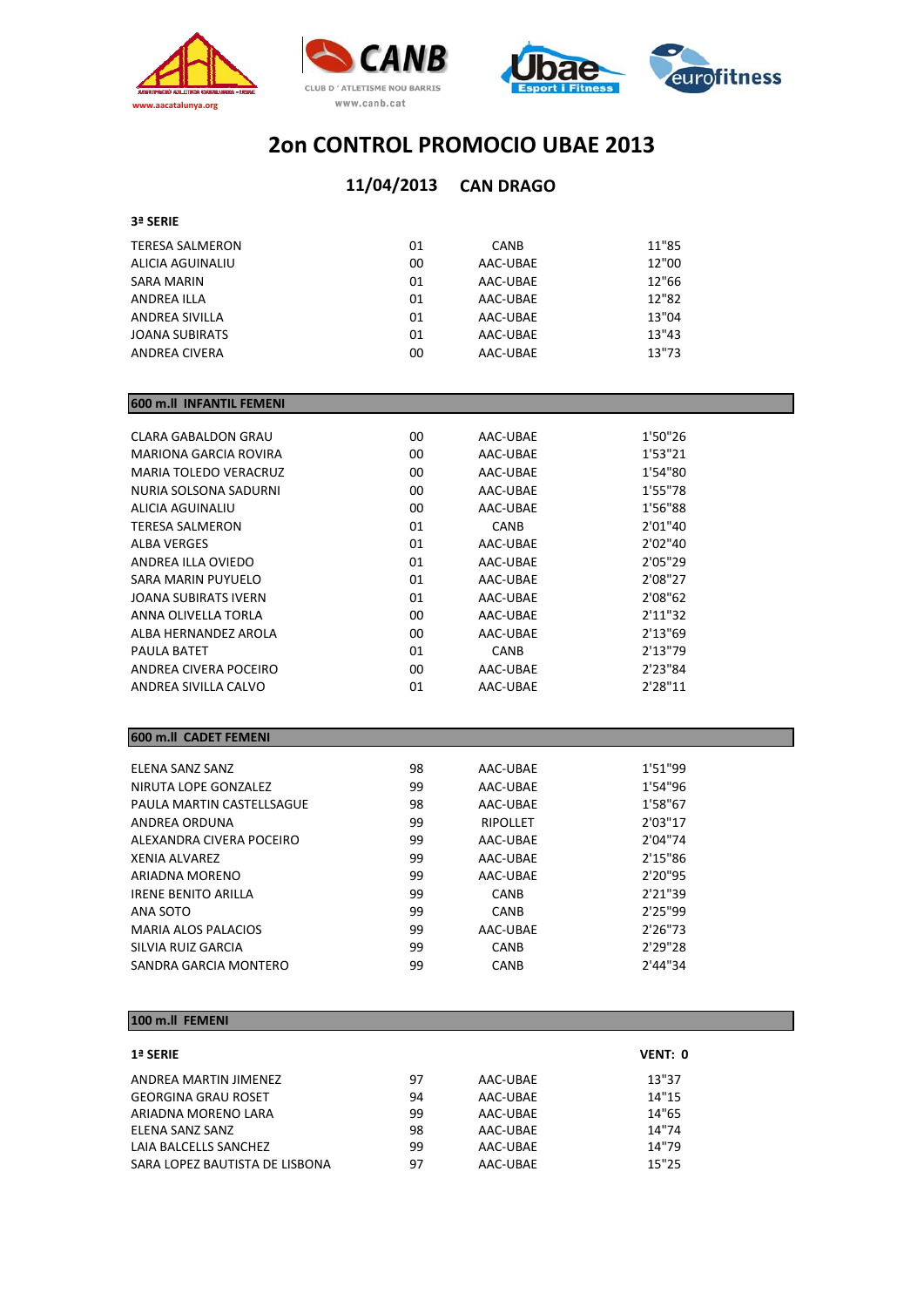# 2on CONTROL PROMOCIO UBAE 2013

## 11/04/2013 CAN DRAGO

**3ª SERIE**

| | | | |
|---|---|---|---|
| TERESA SALMERON | 01 | CANB | 11"85 |
| ALICIA AGUINALIU | 00 | AAC-UBAE | 12"00 |
| SARA MARIN | 01 | AAC-UBAE | 12"66 |
| ANDREA ILLA | 01 | AAC-UBAE | 12"82 |
| ANDREA SIVILLA | 01 | AAC-UBAE | 13"04 |
| JOANA SUBIRATS | 01 | AAC-UBAE | 13"43 |
| ANDREA CIVERA | 00 | AAC-UBAE | 13"73 |

### 600 m.ll INFANTIL FEMENI

| | | | |
|---|---|---|---|
| CLARA GABALDON GRAU | 00 | AAC-UBAE | 1'50"26 |
| MARIONA GARCIA ROVIRA | 00 | AAC-UBAE | 1'53"21 |
| MARIA TOLEDO VERACRUZ | 00 | AAC-UBAE | 1'54"80 |
| NURIA SOLSONA SADURNI | 00 | AAC-UBAE | 1'55"78 |
| ALICIA AGUINALIU | 00 | AAC-UBAE | 1'56"88 |
| TERESA SALMERON | 01 | CANB | 2'01"40 |
| ALBA VERGES | 01 | AAC-UBAE | 2'02"40 |
| ANDREA ILLA OVIEDO | 01 | AAC-UBAE | 2'05"29 |
| SARA MARIN PUYUELO | 01 | AAC-UBAE | 2'08"27 |
| JOANA SUBIRATS IVERN | 01 | AAC-UBAE | 2'08"62 |
| ANNA OLIVELLA TORLA | 00 | AAC-UBAE | 2'11"32 |
| ALBA HERNANDEZ AROLA | 00 | AAC-UBAE | 2'13"69 |
| PAULA BATET | 01 | CANB | 2'13"79 |
| ANDREA CIVERA POCEIRO | 00 | AAC-UBAE | 2'23"84 |
| ANDREA SIVILLA CALVO | 01 | AAC-UBAE | 2'28"11 |

### 600 m.ll CADET FEMENI

| | | | |
|---|---|---|---|
| ELENA SANZ SANZ | 98 | AAC-UBAE | 1'51"99 |
| NIRUTA LOPE GONZALEZ | 99 | AAC-UBAE | 1'54"96 |
| PAULA MARTIN CASTELLSAGUE | 98 | AAC-UBAE | 1'58"67 |
| ANDREA ORDUNA | 99 | RIPOLLET | 2'03"17 |
| ALEXANDRA CIVERA POCEIRO | 99 | AAC-UBAE | 2'04"74 |
| XENIA ALVAREZ | 99 | AAC-UBAE | 2'15"86 |
| ARIADNA MORENO | 99 | AAC-UBAE | 2'20"95 |
| IRENE BENITO ARILLA | 99 | CANB | 2'21"39 |
| ANA SOTO | 99 | CANB | 2'25"99 |
| MARIA ALOS PALACIOS | 99 | AAC-UBAE | 2'26"73 |
| SILVIA RUIZ GARCIA | 99 | CANB | 2'29"28 |
| SANDRA GARCIA MONTERO | 99 | CANB | 2'44"34 |

### 100 m.ll FEMENI

**1ª SERIE** — **VENT: 0**

| | | | |
|---|---|---|---|
| ANDREA MARTIN JIMENEZ | 97 | AAC-UBAE | 13"37 |
| GEORGINA GRAU ROSET | 94 | AAC-UBAE | 14"15 |
| ARIADNA MORENO LARA | 99 | AAC-UBAE | 14"65 |
| ELENA SANZ SANZ | 98 | AAC-UBAE | 14"74 |
| LAIA BALCELLS SANCHEZ | 99 | AAC-UBAE | 14"79 |
| SARA LOPEZ BAUTISTA DE LISBONA | 97 | AAC-UBAE | 15"25 |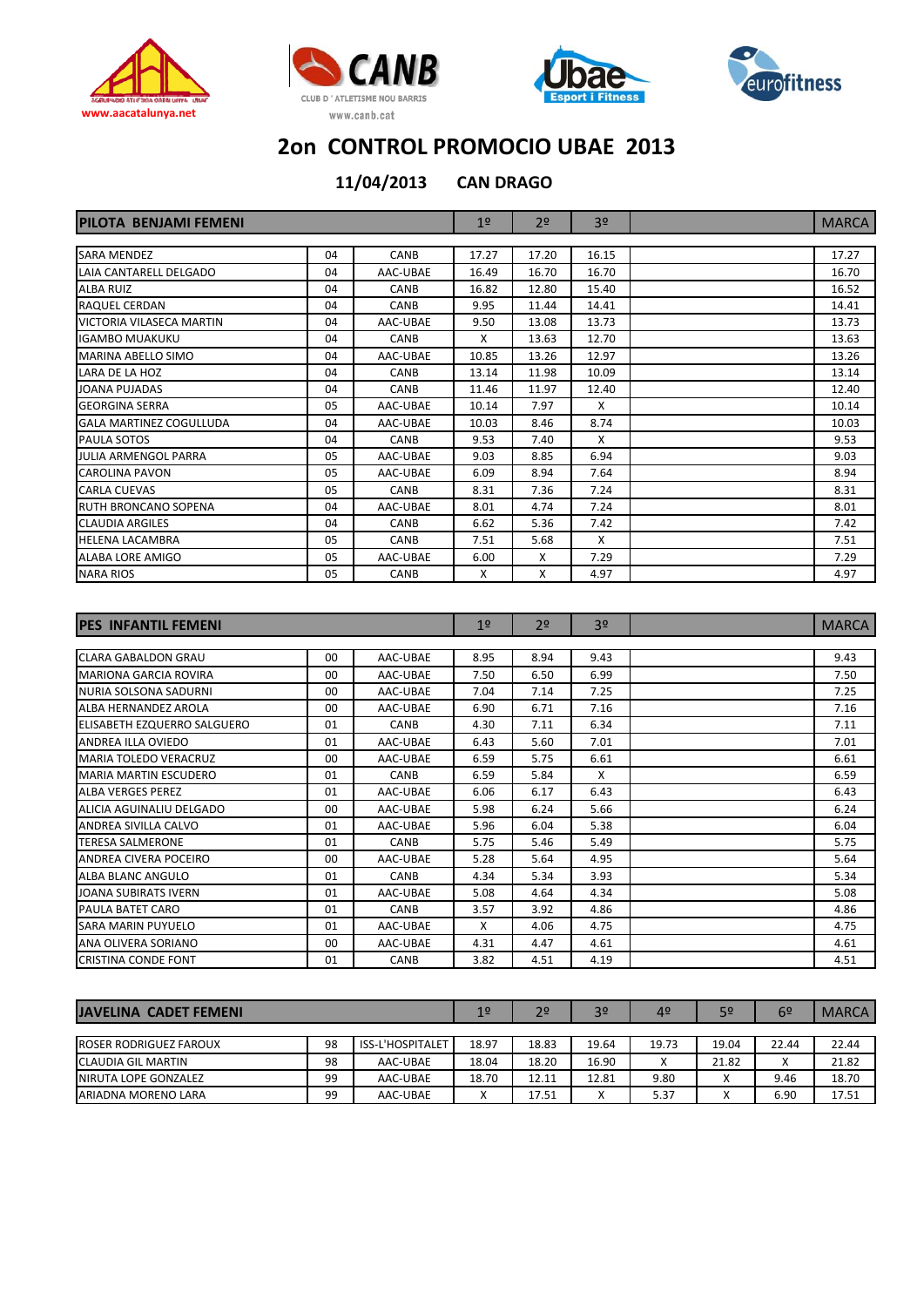www.aacatalunya.net

CLUB D'ATLETISME NOU BARRIS
www.canb.cat

# 2on CONTROL PROMOCIO UBAE 2013

**11/04/2013 CAN DRAGO**

| PILOTA BENJAMI FEMENI | | | 1º | 2º | 3º | | MARCA |
|---|---|---|---|---|---|---|---|
| SARA MENDEZ | 04 | CANB | 17.27 | 17.20 | 16.15 | | 17.27 |
| LAIA CANTARELL DELGADO | 04 | AAC-UBAE | 16.49 | 16.70 | 16.70 | | 16.70 |
| ALBA RUIZ | 04 | CANB | 16.82 | 12.80 | 15.40 | | 16.52 |
| RAQUEL CERDAN | 04 | CANB | 9.95 | 11.44 | 14.41 | | 14.41 |
| VICTORIA VILASECA MARTIN | 04 | AAC-UBAE | 9.50 | 13.08 | 13.73 | | 13.73 |
| IGAMBO MUAKUKU | 04 | CANB | X | 13.63 | 12.70 | | 13.63 |
| MARINA ABELLO SIMO | 04 | AAC-UBAE | 10.85 | 13.26 | 12.97 | | 13.26 |
| LARA DE LA HOZ | 04 | CANB | 13.14 | 11.98 | 10.09 | | 13.14 |
| JOANA PUJADAS | 04 | CANB | 11.46 | 11.97 | 12.40 | | 12.40 |
| GEORGINA SERRA | 05 | AAC-UBAE | 10.14 | 7.97 | X | | 10.14 |
| GALA MARTINEZ COGULLUDA | 04 | AAC-UBAE | 10.03 | 8.46 | 8.74 | | 10.03 |
| PAULA SOTOS | 04 | CANB | 9.53 | 7.40 | X | | 9.53 |
| JULIA ARMENGOL PARRA | 05 | AAC-UBAE | 9.03 | 8.85 | 6.94 | | 9.03 |
| CAROLINA PAVON | 05 | AAC-UBAE | 6.09 | 8.94 | 7.64 | | 8.94 |
| CARLA CUEVAS | 05 | CANB | 8.31 | 7.36 | 7.24 | | 8.31 |
| RUTH BRONCANO SOPENA | 04 | AAC-UBAE | 8.01 | 4.74 | 7.24 | | 8.01 |
| CLAUDIA ARGILES | 04 | CANB | 6.62 | 5.36 | 7.42 | | 7.42 |
| HELENA LACAMBRA | 05 | CANB | 7.51 | 5.68 | X | | 7.51 |
| ALABA LORE AMIGO | 05 | AAC-UBAE | 6.00 | X | 7.29 | | 7.29 |
| NARA RIOS | 05 | CANB | X | X | 4.97 | | 4.97 |

| PES INFANTIL FEMENI | | | 1º | 2º | 3º | | MARCA |
|---|---|---|---|---|---|---|---|
| CLARA GABALDON GRAU | 00 | AAC-UBAE | 8.95 | 8.94 | 9.43 | | 9.43 |
| MARIONA GARCIA ROVIRA | 00 | AAC-UBAE | 7.50 | 6.50 | 6.99 | | 7.50 |
| NURIA SOLSONA SADURNI | 00 | AAC-UBAE | 7.04 | 7.14 | 7.25 | | 7.25 |
| ALBA HERNANDEZ AROLA | 00 | AAC-UBAE | 6.90 | 6.71 | 7.16 | | 7.16 |
| ELISABETH EZQUERRO SALGUERO | 01 | CANB | 4.30 | 7.11 | 6.34 | | 7.11 |
| ANDREA ILLA OVIEDO | 01 | AAC-UBAE | 6.43 | 5.60 | 7.01 | | 7.01 |
| MARIA TOLEDO VERACRUZ | 00 | AAC-UBAE | 6.59 | 5.75 | 6.61 | | 6.61 |
| MARIA MARTIN ESCUDERO | 01 | CANB | 6.59 | 5.84 | X | | 6.59 |
| ALBA VERGES PEREZ | 01 | AAC-UBAE | 6.06 | 6.17 | 6.43 | | 6.43 |
| ALICIA AGUINALIU DELGADO | 00 | AAC-UBAE | 5.98 | 6.24 | 5.66 | | 6.24 |
| ANDREA SIVILLA CALVO | 01 | AAC-UBAE | 5.96 | 6.04 | 5.38 | | 6.04 |
| TERESA SALMERONE | 01 | CANB | 5.75 | 5.46 | 5.49 | | 5.75 |
| ANDREA CIVERA POCEIRO | 00 | AAC-UBAE | 5.28 | 5.64 | 4.95 | | 5.64 |
| ALBA BLANC ANGULO | 01 | CANB | 4.34 | 5.34 | 3.93 | | 5.34 |
| JOANA SUBIRATS IVERN | 01 | AAC-UBAE | 5.08 | 4.64 | 4.34 | | 5.08 |
| PAULA BATET CARO | 01 | CANB | 3.57 | 3.92 | 4.86 | | 4.86 |
| SARA MARIN PUYUELO | 01 | AAC-UBAE | X | 4.06 | 4.75 | | 4.75 |
| ANA OLIVERA SORIANO | 00 | AAC-UBAE | 4.31 | 4.47 | 4.61 | | 4.61 |
| CRISTINA CONDE FONT | 01 | CANB | 3.82 | 4.51 | 4.19 | | 4.51 |

| JAVELINA CADET FEMENI | | | 1º | 2º | 3º | 4º | 5º | 6º | MARCA |
|---|---|---|---|---|---|---|---|---|---|
| ROSER RODRIGUEZ FAROUX | 98 | ISS-L'HOSPITALET | 18.97 | 18.83 | 19.64 | 19.73 | 19.04 | 22.44 | 22.44 |
| CLAUDIA GIL MARTIN | 98 | AAC-UBAE | 18.04 | 18.20 | 16.90 | X | 21.82 | X | 21.82 |
| NIRUTA LOPE GONZALEZ | 99 | AAC-UBAE | 18.70 | 12.11 | 12.81 | 9.80 | X | 9.46 | 18.70 |
| ARIADNA MORENO LARA | 99 | AAC-UBAE | X | 17.51 | X | 5.37 | X | 6.90 | 17.51 |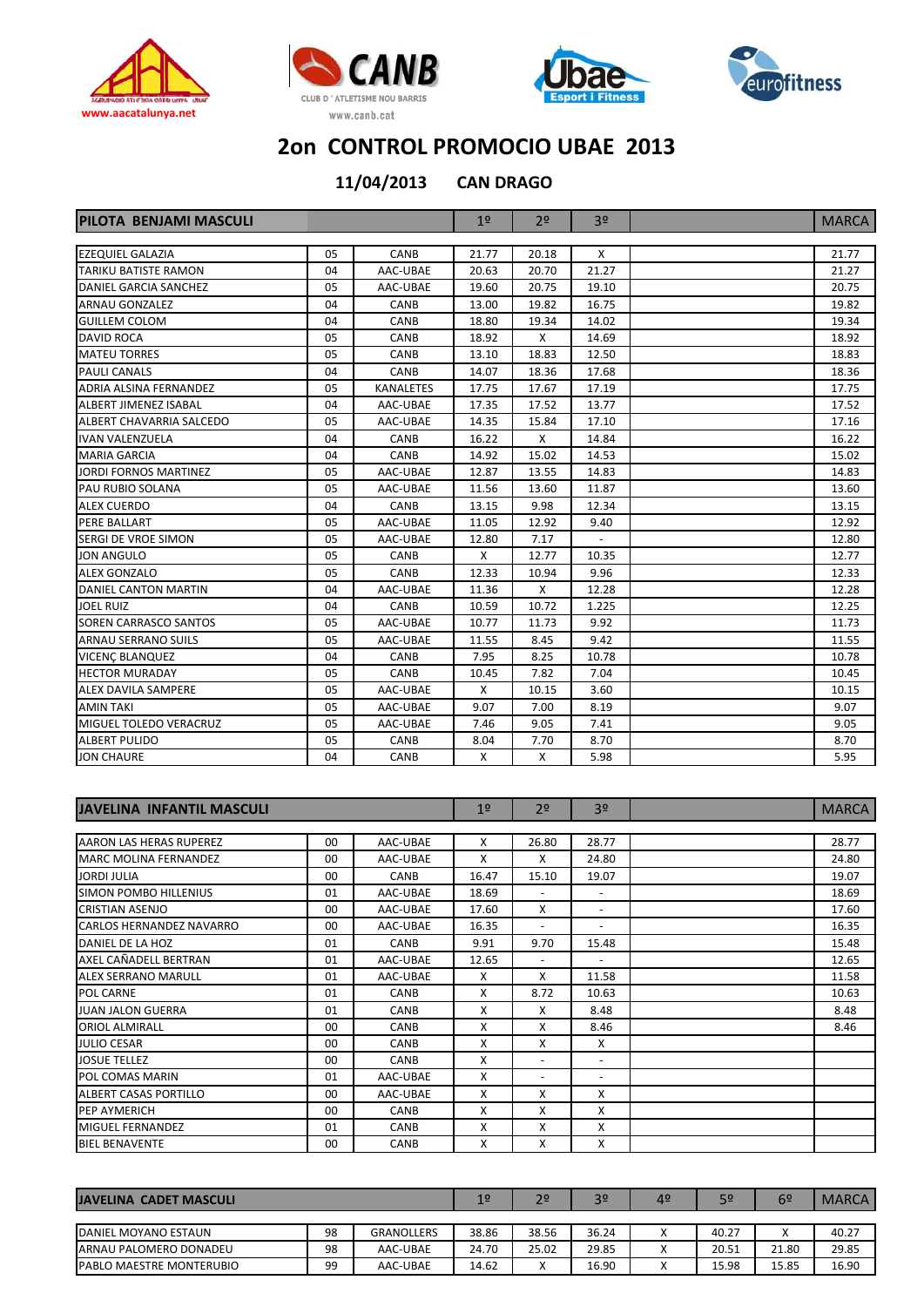# 2on CONTROL PROMOCIO UBAE 2013

**11/04/2013 CAN DRAGO**

| PILOTA BENJAMI MASCULI | | | 1º | 2º | 3º | | MARCA |
|---|---|---|---|---|---|---|---|
| EZEQUIEL GALAZIA | 05 | CANB | 21.77 | 20.18 | X | | 21.77 |
| TARIKU BATISTE RAMON | 04 | AAC-UBAE | 20.63 | 20.70 | 21.27 | | 21.27 |
| DANIEL GARCIA SANCHEZ | 05 | AAC-UBAE | 19.60 | 20.75 | 19.10 | | 20.75 |
| ARNAU GONZALEZ | 04 | CANB | 13.00 | 19.82 | 16.75 | | 19.82 |
| GUILLEM COLOM | 04 | CANB | 18.80 | 19.34 | 14.02 | | 19.34 |
| DAVID ROCA | 05 | CANB | 18.92 | X | 14.69 | | 18.92 |
| MATEU TORRES | 05 | CANB | 13.10 | 18.83 | 12.50 | | 18.83 |
| PAULI CANALS | 04 | CANB | 14.07 | 18.36 | 17.68 | | 18.36 |
| ADRIA ALSINA FERNANDEZ | 05 | KANALETES | 17.75 | 17.67 | 17.19 | | 17.75 |
| ALBERT JIMENEZ ISABAL | 04 | AAC-UBAE | 17.35 | 17.52 | 13.77 | | 17.52 |
| ALBERT CHAVARRIA SALCEDO | 05 | AAC-UBAE | 14.35 | 15.84 | 17.10 | | 17.16 |
| IVAN VALENZUELA | 04 | CANB | 16.22 | X | 14.84 | | 16.22 |
| MARIA GARCIA | 04 | CANB | 14.92 | 15.02 | 14.53 | | 15.02 |
| JORDI FORNOS MARTINEZ | 05 | AAC-UBAE | 12.87 | 13.55 | 14.83 | | 14.83 |
| PAU RUBIO SOLANA | 05 | AAC-UBAE | 11.56 | 13.60 | 11.87 | | 13.60 |
| ALEX CUERDO | 04 | CANB | 13.15 | 9.98 | 12.34 | | 13.15 |
| PERE BALLART | 05 | AAC-UBAE | 11.05 | 12.92 | 9.40 | | 12.92 |
| SERGI DE VROE SIMON | 05 | AAC-UBAE | 12.80 | 7.17 | - | | 12.80 |
| JON ANGULO | 05 | CANB | X | 12.77 | 10.35 | | 12.77 |
| ALEX GONZALO | 05 | CANB | 12.33 | 10.94 | 9.96 | | 12.33 |
| DANIEL CANTON MARTIN | 04 | AAC-UBAE | 11.36 | X | 12.28 | | 12.28 |
| JOEL RUIZ | 04 | CANB | 10.59 | 10.72 | 1.225 | | 12.25 |
| SOREN CARRASCO SANTOS | 05 | AAC-UBAE | 10.77 | 11.73 | 9.92 | | 11.73 |
| ARNAU SERRANO SUILS | 05 | AAC-UBAE | 11.55 | 8.45 | 9.42 | | 11.55 |
| VICENÇ BLANQUEZ | 04 | CANB | 7.95 | 8.25 | 10.78 | | 10.78 |
| HECTOR MURADAY | 05 | CANB | 10.45 | 7.82 | 7.04 | | 10.45 |
| ALEX DAVILA SAMPERE | 05 | AAC-UBAE | X | 10.15 | 3.60 | | 10.15 |
| AMIN TAKI | 05 | AAC-UBAE | 9.07 | 7.00 | 8.19 | | 9.07 |
| MIGUEL TOLEDO VERACRUZ | 05 | AAC-UBAE | 7.46 | 9.05 | 7.41 | | 9.05 |
| ALBERT PULIDO | 05 | CANB | 8.04 | 7.70 | 8.70 | | 8.70 |
| JON CHAURE | 04 | CANB | X | X | 5.98 | | 5.95 |

| JAVELINA INFANTIL MASCULI | | | 1º | 2º | 3º | | MARCA |
|---|---|---|---|---|---|---|---|
| AARON LAS HERAS RUPEREZ | 00 | AAC-UBAE | X | 26.80 | 28.77 | | 28.77 |
| MARC MOLINA FERNANDEZ | 00 | AAC-UBAE | X | X | 24.80 | | 24.80 |
| JORDI JULIA | 00 | CANB | 16.47 | 15.10 | 19.07 | | 19.07 |
| SIMON POMBO HILLENIUS | 01 | AAC-UBAE | 18.69 | - | - | | 18.69 |
| CRISTIAN ASENJO | 00 | AAC-UBAE | 17.60 | X | - | | 17.60 |
| CARLOS HERNANDEZ NAVARRO | 00 | AAC-UBAE | 16.35 | - | - | | 16.35 |
| DANIEL DE LA HOZ | 01 | CANB | 9.91 | 9.70 | 15.48 | | 15.48 |
| AXEL CAÑADELL BERTRAN | 01 | AAC-UBAE | 12.65 | - | - | | 12.65 |
| ALEX SERRANO MARULL | 01 | AAC-UBAE | X | X | 11.58 | | 11.58 |
| POL CARNE | 01 | CANB | X | 8.72 | 10.63 | | 10.63 |
| JUAN JALON GUERRA | 01 | CANB | X | X | 8.48 | | 8.48 |
| ORIOL ALMIRALL | 00 | CANB | X | X | 8.46 | | 8.46 |
| JULIO CESAR | 00 | CANB | X | X | X | | |
| JOSUE TELLEZ | 00 | CANB | X | - | - | | |
| POL COMAS MARIN | 01 | AAC-UBAE | X | - | - | | |
| ALBERT CASAS PORTILLO | 00 | AAC-UBAE | X | X | X | | |
| PEP AYMERICH | 00 | CANB | X | X | X | | |
| MIGUEL FERNANDEZ | 01 | CANB | X | X | X | | |
| BIEL BENAVENTE | 00 | CANB | X | X | X | | |

| JAVELINA CADET MASCULI | | | 1º | 2º | 3º | 4º | 5º | 6º | MARCA |
|---|---|---|---|---|---|---|---|---|---|
| DANIEL MOYANO ESTAUN | 98 | GRANOLLERS | 38.86 | 38.56 | 36.24 | X | 40.27 | X | 40.27 |
| ARNAU PALOMERO DONADEU | 98 | AAC-UBAE | 24.70 | 25.02 | 29.85 | X | 20.51 | 21.80 | 29.85 |
| PABLO MAESTRE MONTERUBIO | 99 | AAC-UBAE | 14.62 | X | 16.90 | X | 15.98 | 15.85 | 16.90 |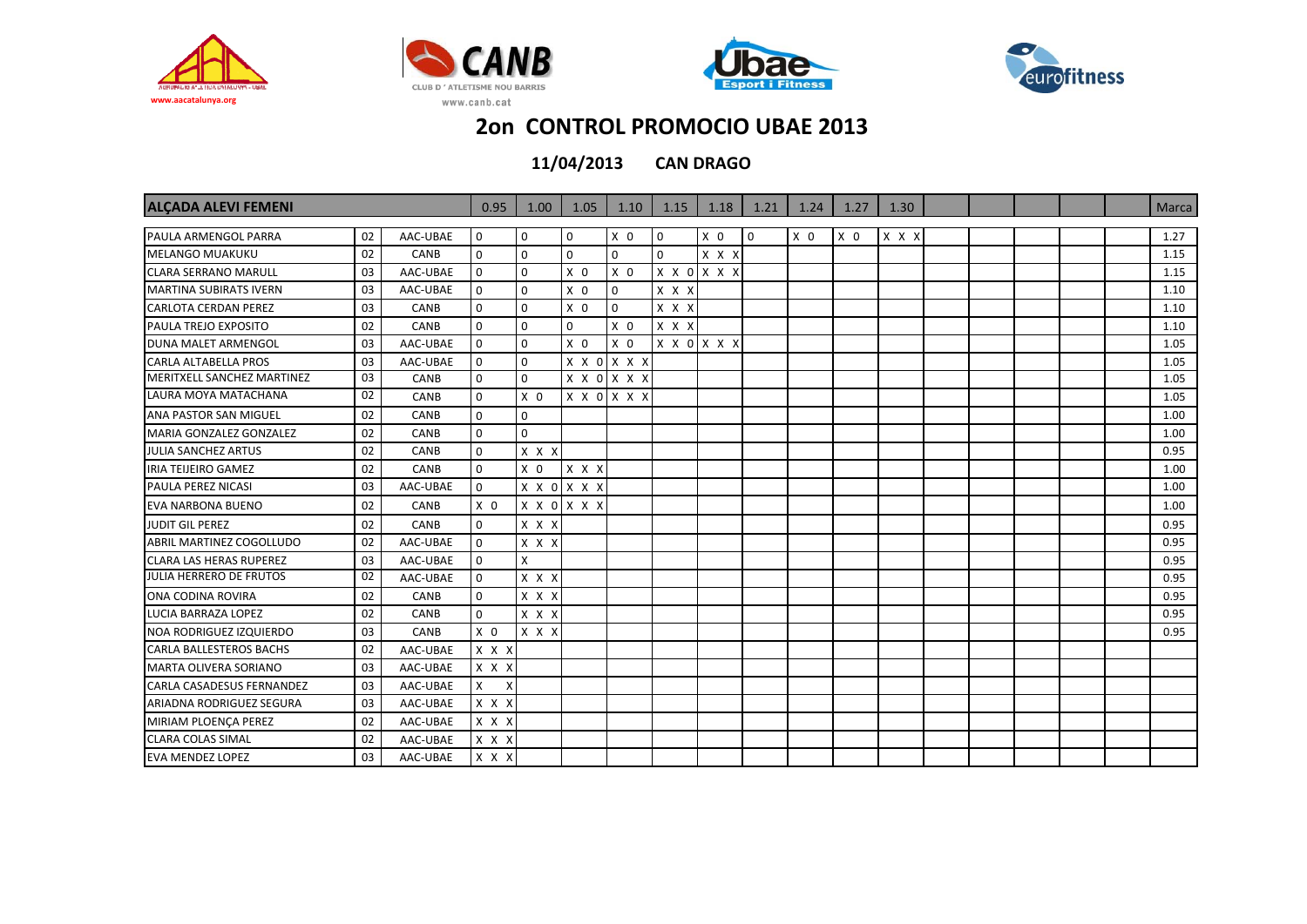## 2on CONTROL PROMOCIO UBAE 2013

**11/04/2013 CAN DRAGO**

| ALÇADA ALEVI FEMENI | | | 0.95 | 1.00 | 1.05 | 1.10 | 1.15 | 1.18 | 1.21 | 1.24 | 1.27 | 1.30 | | | | | | Marca |
|---|---|---|---|---|---|---|---|---|---|---|---|---|---|---|---|---|---|---|
| PAULA ARMENGOL PARRA | 02 | AAC-UBAE | 0 | 0 | 0 | X 0 | 0 | X 0 | 0 | X 0 | X 0 | X X X | | | | | | 1.27 |
| MELANGO MUAKUKU | 02 | CANB | 0 | 0 | 0 | 0 | 0 | X X X | | | | | | | | | | 1.15 |
| CLARA SERRANO MARULL | 03 | AAC-UBAE | 0 | 0 | X 0 | X 0 | X X 0 | X X X | | | | | | | | | | 1.15 |
| MARTINA SUBIRATS IVERN | 03 | AAC-UBAE | 0 | 0 | X 0 | 0 | X X X | | | | | | | | | | | 1.10 |
| CARLOTA CERDAN PEREZ | 03 | CANB | 0 | 0 | X 0 | 0 | X X X | | | | | | | | | | | 1.10 |
| PAULA TREJO EXPOSITO | 02 | CANB | 0 | 0 | 0 | X 0 | X X X | | | | | | | | | | | 1.10 |
| DUNA MALET ARMENGOL | 03 | AAC-UBAE | 0 | 0 | X 0 | X 0 | X X 0 | X X X | | | | | | | | | | 1.05 |
| CARLA ALTABELLA PROS | 03 | AAC-UBAE | 0 | 0 | X X 0 | X X X | | | | | | | | | | | | 1.05 |
| MERITXELL SANCHEZ MARTINEZ | 03 | CANB | 0 | 0 | X X 0 | X X X | | | | | | | | | | | | 1.05 |
| LAURA MOYA MATACHANA | 02 | CANB | 0 | X 0 | X X 0 | X X X | | | | | | | | | | | | 1.05 |
| ANA PASTOR SAN MIGUEL | 02 | CANB | 0 | 0 | | | | | | | | | | | | | | 1.00 |
| MARIA GONZALEZ GONZALEZ | 02 | CANB | 0 | 0 | | | | | | | | | | | | | | 1.00 |
| JULIA SANCHEZ ARTUS | 02 | CANB | 0 | X X X | | | | | | | | | | | | | | 0.95 |
| IRIA TEIJEIRO GAMEZ | 02 | CANB | 0 | X 0 | X X X | | | | | | | | | | | | | 1.00 |
| PAULA PEREZ NICASI | 03 | AAC-UBAE | 0 | X X 0 | X X X | | | | | | | | | | | | | 1.00 |
| EVA NARBONA BUENO | 02 | CANB | X 0 | X X 0 | X X X | | | | | | | | | | | | | 1.00 |
| JUDIT GIL PEREZ | 02 | CANB | 0 | X X X | | | | | | | | | | | | | | 0.95 |
| ABRIL MARTINEZ COGOLLUDO | 02 | AAC-UBAE | 0 | X X X | | | | | | | | | | | | | | 0.95 |
| CLARA LAS HERAS RUPEREZ | 03 | AAC-UBAE | 0 | X | | | | | | | | | | | | | | 0.95 |
| JULIA HERRERO DE FRUTOS | 02 | AAC-UBAE | 0 | X X X | | | | | | | | | | | | | | 0.95 |
| ONA CODINA ROVIRA | 02 | CANB | 0 | X X X | | | | | | | | | | | | | | 0.95 |
| LUCIA BARRAZA LOPEZ | 02 | CANB | 0 | X X X | | | | | | | | | | | | | | 0.95 |
| NOA RODRIGUEZ IZQUIERDO | 03 | CANB | X 0 | X X X | | | | | | | | | | | | | | 0.95 |
| CARLA BALLESTEROS BACHS | 02 | AAC-UBAE | X X X | | | | | | | | | | | | | | | |
| MARTA OLIVERA SORIANO | 03 | AAC-UBAE | X X X | | | | | | | | | | | | | | | |
| CARLA CASADESUS FERNANDEZ | 03 | AAC-UBAE | X X | | | | | | | | | | | | | | | |
| ARIADNA RODRIGUEZ SEGURA | 03 | AAC-UBAE | X X X | | | | | | | | | | | | | | | |
| MIRIAM PLOENÇA PEREZ | 02 | AAC-UBAE | X X X | | | | | | | | | | | | | | | |
| CLARA COLAS SIMAL | 02 | AAC-UBAE | X X X | | | | | | | | | | | | | | | |
| EVA MENDEZ LOPEZ | 03 | AAC-UBAE | X X X | | | | | | | | | | | | | | | |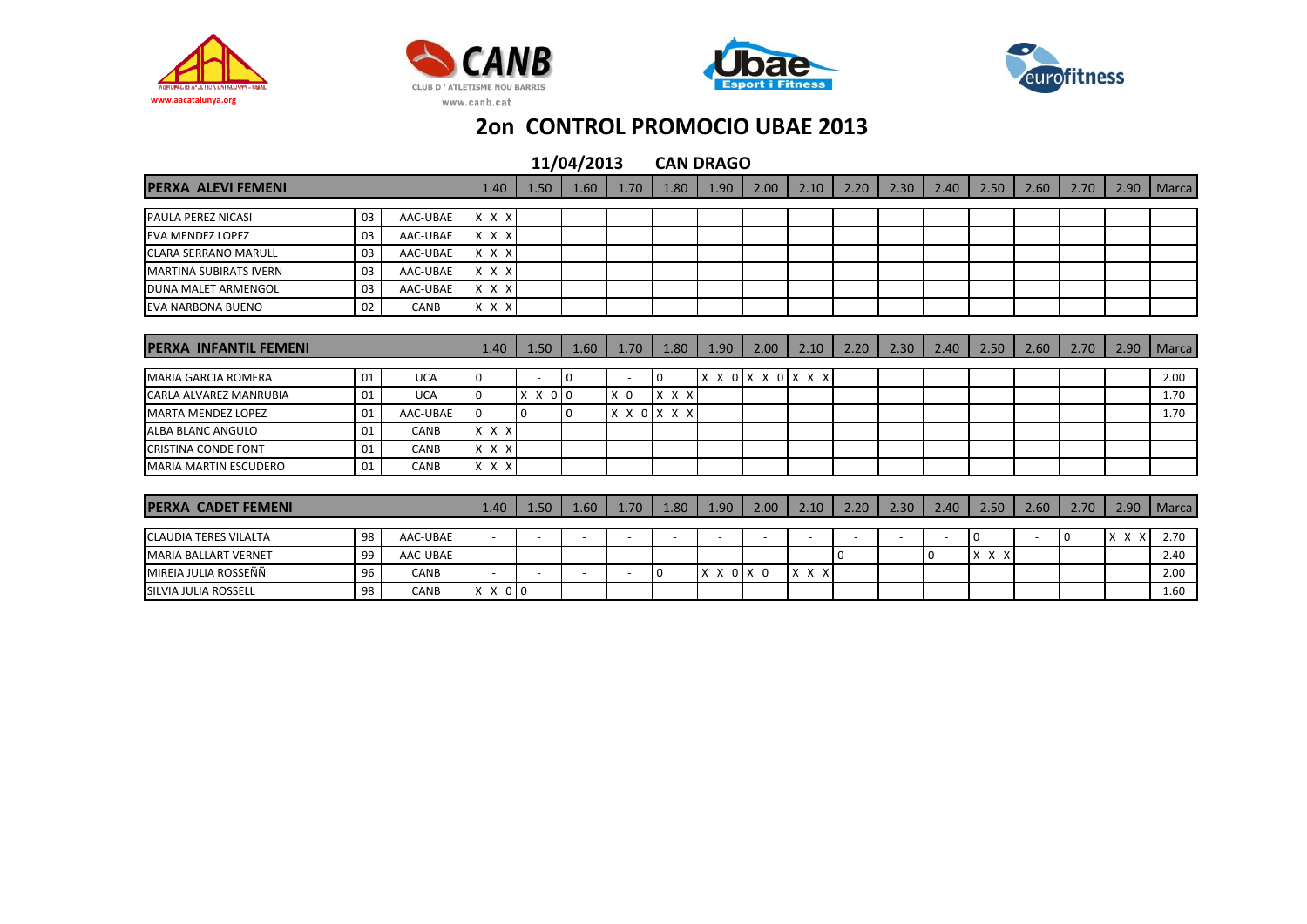# 2on CONTROL PROMOCIO UBAE 2013

**11/04/2013 CAN DRAGO**

| PERXA ALEVI FEMENI | | | 1.40 | 1.50 | 1.60 | 1.70 | 1.80 | 1.90 | 2.00 | 2.10 | 2.20 | 2.30 | 2.40 | 2.50 | 2.60 | 2.70 | 2.90 | Marca |
|---|---|---|---|---|---|---|---|---|---|---|---|---|---|---|---|---|---|---|
| PAULA PEREZ NICASI | 03 | AAC-UBAE | X X X | | | | | | | | | | | | | | | |
| EVA MENDEZ LOPEZ | 03 | AAC-UBAE | X X X | | | | | | | | | | | | | | | |
| CLARA SERRANO MARULL | 03 | AAC-UBAE | X X X | | | | | | | | | | | | | | | |
| MARTINA SUBIRATS IVERN | 03 | AAC-UBAE | X X X | | | | | | | | | | | | | | | |
| DUNA MALET ARMENGOL | 03 | AAC-UBAE | X X X | | | | | | | | | | | | | | | |
| EVA NARBONA BUENO | 02 | CANB | X X X | | | | | | | | | | | | | | | |

| PERXA INFANTIL FEMENI | | | 1.40 | 1.50 | 1.60 | 1.70 | 1.80 | 1.90 | 2.00 | 2.10 | 2.20 | 2.30 | 2.40 | 2.50 | 2.60 | 2.70 | 2.90 | Marca |
|---|---|---|---|---|---|---|---|---|---|---|---|---|---|---|---|---|---|---|
| MARIA GARCIA ROMERA | 01 | UCA | 0 | - | 0 | - | 0 | X X 0 | X X 0 | X X X | | | | | | | | 2.00 |
| CARLA ALVAREZ MANRUBIA | 01 | UCA | 0 | X X 0 | 0 | X 0 | X X X | | | | | | | | | | | 1.70 |
| MARTA MENDEZ LOPEZ | 01 | AAC-UBAE | 0 | 0 | 0 | X X 0 | X X X | | | | | | | | | | | 1.70 |
| ALBA BLANC ANGULO | 01 | CANB | X X X | | | | | | | | | | | | | | | |
| CRISTINA CONDE FONT | 01 | CANB | X X X | | | | | | | | | | | | | | | |
| MARIA MARTIN ESCUDERO | 01 | CANB | X X X | | | | | | | | | | | | | | | |

| PERXA CADET FEMENI | | | 1.40 | 1.50 | 1.60 | 1.70 | 1.80 | 1.90 | 2.00 | 2.10 | 2.20 | 2.30 | 2.40 | 2.50 | 2.60 | 2.70 | 2.90 | Marca |
|---|---|---|---|---|---|---|---|---|---|---|---|---|---|---|---|---|---|---|
| CLAUDIA TERES VILALTA | 98 | AAC-UBAE | - | - | - | - | - | - | - | - | - | - | - | 0 | - | 0 | X X X | 2.70 |
| MARIA BALLART VERNET | 99 | AAC-UBAE | - | - | - | - | - | - | - | - | 0 | - | 0 | X X X | | | | 2.40 |
| MIREIA JULIA ROSSEÑÑ | 96 | CANB | - | - | - | - | 0 | X X 0 | X 0 | X X X | | | | | | | | 2.00 |
| SILVIA JULIA ROSSELL | 98 | CANB | X X 0 | 0 | | | | | | | | | | | | | | 1.60 |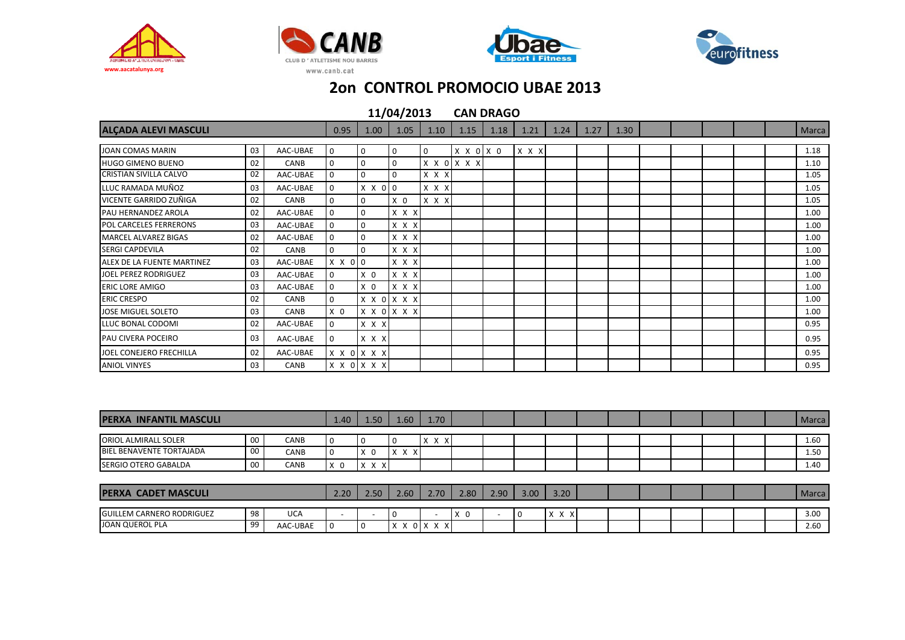# 2on CONTROL PROMOCIO UBAE 2013

## 11/04/2013 CAN DRAGO

| ALÇADA ALEVI MASCULI | | | 0.95 | 1.00 | 1.05 | 1.10 | 1.15 | 1.18 | 1.21 | 1.24 | 1.27 | 1.30 | | | | | | Marca |
|---|---|---|---|---|---|---|---|---|---|---|---|---|---|---|---|---|---|---|
| JOAN COMAS MARIN | 03 | AAC-UBAE | 0 | 0 | 0 | 0 | X X 0 | X 0 | X X X | | | | | | | | | 1.18 |
| HUGO GIMENO BUENO | 02 | CANB | 0 | 0 | 0 | X X 0 | X X X | | | | | | | | | | | 1.10 |
| CRISTIAN SIVILLA CALVO | 02 | AAC-UBAE | 0 | 0 | 0 | X X X | | | | | | | | | | | | 1.05 |
| LLUC RAMADA MUÑOZ | 03 | AAC-UBAE | 0 | X X 0 | 0 | X X X | | | | | | | | | | | | 1.05 |
| VICENTE GARRIDO ZUÑIGA | 02 | CANB | 0 | 0 | X 0 | X X X | | | | | | | | | | | | 1.05 |
| PAU HERNANDEZ AROLA | 02 | AAC-UBAE | 0 | 0 | X X X | | | | | | | | | | | | | 1.00 |
| POL CARCELES FERRERONS | 03 | AAC-UBAE | 0 | 0 | X X X | | | | | | | | | | | | | 1.00 |
| MARCEL ALVAREZ BIGAS | 02 | AAC-UBAE | 0 | 0 | X X X | | | | | | | | | | | | | 1.00 |
| SERGI CAPDEVILA | 02 | CANB | 0 | 0 | X X X | | | | | | | | | | | | | 1.00 |
| ALEX DE LA FUENTE MARTINEZ | 03 | AAC-UBAE | X X 0 | 0 | X X X | | | | | | | | | | | | | 1.00 |
| JOEL PEREZ RODRIGUEZ | 03 | AAC-UBAE | 0 | X 0 | X X X | | | | | | | | | | | | | 1.00 |
| ERIC LORE AMIGO | 03 | AAC-UBAE | 0 | X 0 | X X X | | | | | | | | | | | | | 1.00 |
| ERIC CRESPO | 02 | CANB | 0 | X X 0 | X X X | | | | | | | | | | | | | 1.00 |
| JOSE MIGUEL SOLETO | 03 | CANB | X 0 | X X 0 | X X X | | | | | | | | | | | | | 1.00 |
| LLUC BONAL CODOMI | 02 | AAC-UBAE | 0 | X X X | | | | | | | | | | | | | | 0.95 |
| PAU CIVERA POCEIRO | 03 | AAC-UBAE | 0 | X X X | | | | | | | | | | | | | | 0.95 |
| JOEL CONEJERO FRECHILLA | 02 | AAC-UBAE | X X 0 | X X X | | | | | | | | | | | | | | 0.95 |
| ANIOL VINYES | 03 | CANB | X X 0 | X X X | | | | | | | | | | | | | | 0.95 |

| PERXA INFANTIL MASCULI | | | 1.40 | 1.50 | 1.60 | 1.70 | | | | | | | | | | | | Marca |
|---|---|---|---|---|---|---|---|---|---|---|---|---|---|---|---|---|---|---|
| ORIOL ALMIRALL SOLER | 00 | CANB | 0 | 0 | 0 | X X X | | | | | | | | | | | | 1.60 |
| BIEL BENAVENTE TORTAJADA | 00 | CANB | 0 | X 0 | X X X | | | | | | | | | | | | | 1.50 |
| SERGIO OTERO GABALDA | 00 | CANB | X 0 | X X X | | | | | | | | | | | | | | 1.40 |

| PERXA CADET MASCULI | | | 2.20 | 2.50 | 2.60 | 2.70 | 2.80 | 2.90 | 3.00 | 3.20 | | | | | | | | Marca |
|---|---|---|---|---|---|---|---|---|---|---|---|---|---|---|---|---|---|---|
| GUILLEM CARNERO RODRIGUEZ | 98 | UCA | - | - | 0 | - | X 0 | - | 0 | X X X | | | | | | | | 3.00 |
| JOAN QUEROL PLA | 99 | AAC-UBAE | 0 | 0 | X X 0 | X X X | | | | | | | | | | | | 2.60 |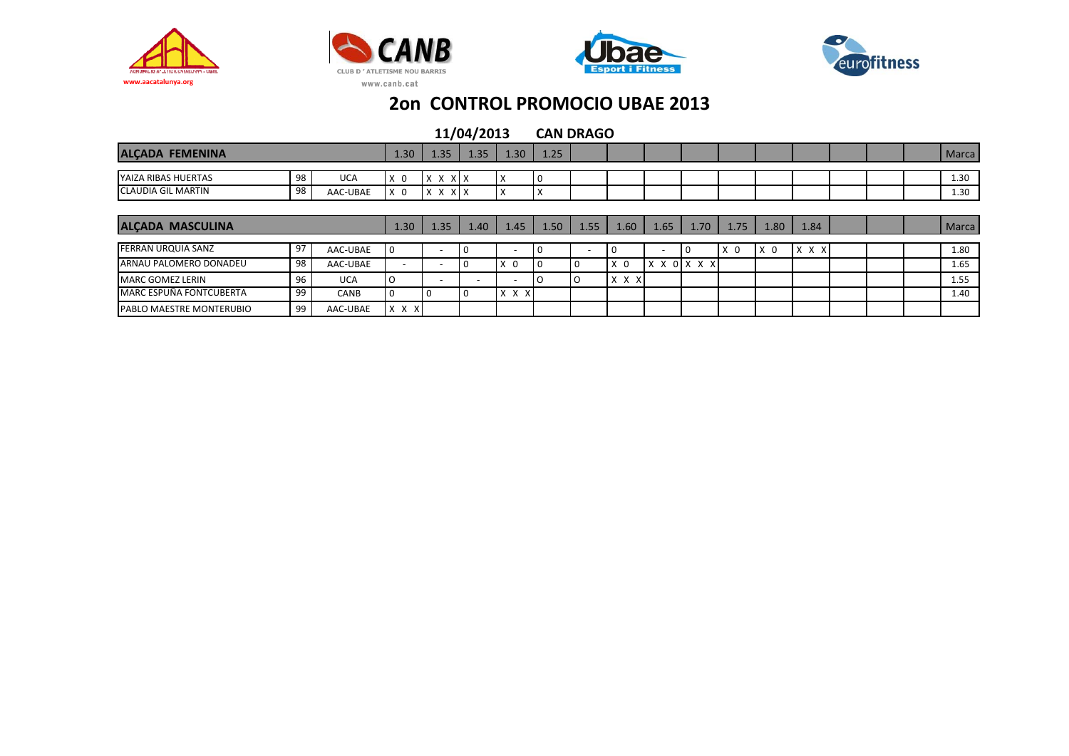# 2on CONTROL PROMOCIO UBAE 2013

**11/04/2013 CAN DRAGO**

| ALÇADA FEMENINA | | | 1.30 | 1.35 | 1.35 | 1.30 | 1.25 | | | | | | | | | | | Marca |
|---|---|---|---|---|---|---|---|---|---|---|---|---|---|---|---|---|---|---|
| YAIZA RIBAS HUERTAS | 98 | UCA | X 0 | X X X | X | X | 0 | | | | | | | | | | | 1.30 |
| CLAUDIA GIL MARTIN | 98 | AAC-UBAE | X 0 | X X X | X | X | X | | | | | | | | | | | 1.30 |

| ALÇADA MASCULINA | | | 1.30 | 1.35 | 1.40 | 1.45 | 1.50 | 1.55 | 1.60 | 1.65 | 1.70 | 1.75 | 1.80 | 1.84 | | | | Marca |
|---|---|---|---|---|---|---|---|---|---|---|---|---|---|---|---|---|---|---|
| FERRAN URQUIA SANZ | 97 | AAC-UBAE | 0 | - | 0 | - | 0 | - | 0 | - | 0 | X 0 | X 0 | X X X | | | | 1.80 |
| ARNAU PALOMERO DONADEU | 98 | AAC-UBAE | - | - | 0 | X 0 | 0 | 0 | X 0 | X X 0 | X X X | | | | | | | 1.65 |
| MARC GOMEZ LERIN | 96 | UCA | O | - | - | - | O | O | X X X | | | | | | | | | 1.55 |
| MARC ESPUÑA FONTCUBERTA | 99 | CANB | 0 | 0 | 0 | X X X | | | | | | | | | | | | 1.40 |
| PABLO MAESTRE MONTERUBIO | 99 | AAC-UBAE | X X X | | | | | | | | | | | | | | | |